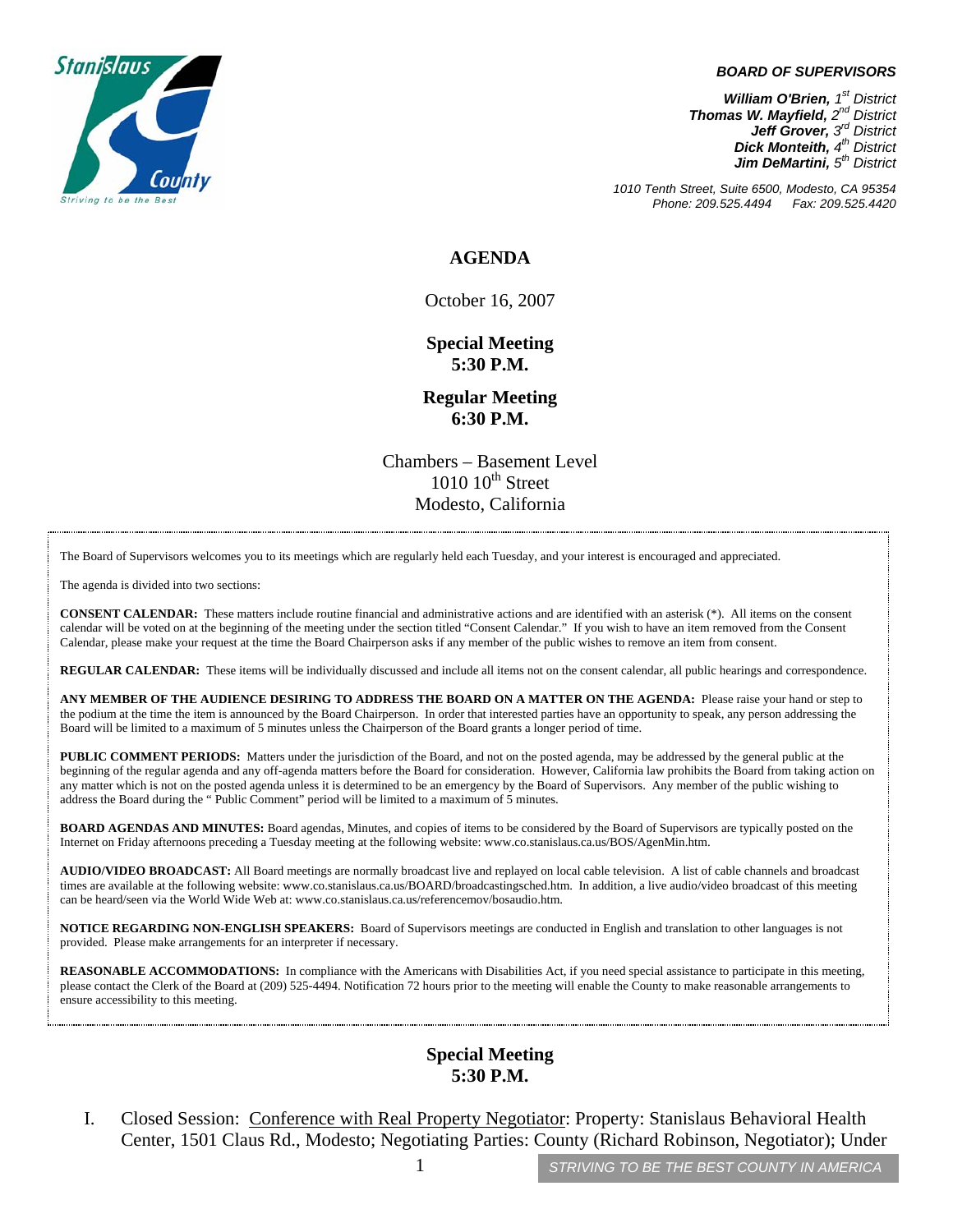**BOARD OF SUPERVISORS**

***William O'Brien,*** *1st District*
***Thomas W. Mayfield,*** *2nd District*
***Jeff Grover,*** *3rd District*
***Dick Monteith,*** *4th District*
***Jim DeMartini,*** *5th District*

*1010 Tenth Street, Suite 6500, Modesto, CA 95354*
*Phone: 209.525.4494 Fax: 209.525.4420*

# AGENDA

October 16, 2007

**Special Meeting**
**5:30 P.M.**

**Regular Meeting**
**6:30 P.M.**

Chambers – Basement Level
1010 10th Street
Modesto, California

The Board of Supervisors welcomes you to its meetings which are regularly held each Tuesday, and your interest is encouraged and appreciated.

The agenda is divided into two sections:

**CONSENT CALENDAR:** These matters include routine financial and administrative actions and are identified with an asterisk (*). All items on the consent calendar will be voted on at the beginning of the meeting under the section titled "Consent Calendar." If you wish to have an item removed from the Consent Calendar, please make your request at the time the Board Chairperson asks if any member of the public wishes to remove an item from consent.

**REGULAR CALENDAR:** These items will be individually discussed and include all items not on the consent calendar, all public hearings and correspondence.

**ANY MEMBER OF THE AUDIENCE DESIRING TO ADDRESS THE BOARD ON A MATTER ON THE AGENDA:** Please raise your hand or step to the podium at the time the item is announced by the Board Chairperson. In order that interested parties have an opportunity to speak, any person addressing the Board will be limited to a maximum of 5 minutes unless the Chairperson of the Board grants a longer period of time.

**PUBLIC COMMENT PERIODS:** Matters under the jurisdiction of the Board, and not on the posted agenda, may be addressed by the general public at the beginning of the regular agenda and any off-agenda matters before the Board for consideration. However, California law prohibits the Board from taking action on any matter which is not on the posted agenda unless it is determined to be an emergency by the Board of Supervisors. Any member of the public wishing to address the Board during the " Public Comment" period will be limited to a maximum of 5 minutes.

**BOARD AGENDAS AND MINUTES:** Board agendas, Minutes, and copies of items to be considered by the Board of Supervisors are typically posted on the Internet on Friday afternoons preceding a Tuesday meeting at the following website: www.co.stanislaus.ca.us/BOS/AgenMin.htm.

**AUDIO/VIDEO BROADCAST:** All Board meetings are normally broadcast live and replayed on local cable television. A list of cable channels and broadcast times are available at the following website: www.co.stanislaus.ca.us/BOARD/broadcastingsched.htm. In addition, a live audio/video broadcast of this meeting can be heard/seen via the World Wide Web at: www.co.stanislaus.ca.us/referencemov/bosaudio.htm.

**NOTICE REGARDING NON-ENGLISH SPEAKERS:** Board of Supervisors meetings are conducted in English and translation to other languages is not provided. Please make arrangements for an interpreter if necessary.

**REASONABLE ACCOMMODATIONS:** In compliance with the Americans with Disabilities Act, if you need special assistance to participate in this meeting, please contact the Clerk of the Board at (209) 525-4494. Notification 72 hours prior to the meeting will enable the County to make reasonable arrangements to ensure accessibility to this meeting.

## Special Meeting 5:30 P.M.

I. Closed Session: Conference with Real Property Negotiator: Property: Stanislaus Behavioral Health Center, 1501 Claus Rd., Modesto; Negotiating Parties: County (Richard Robinson, Negotiator); Under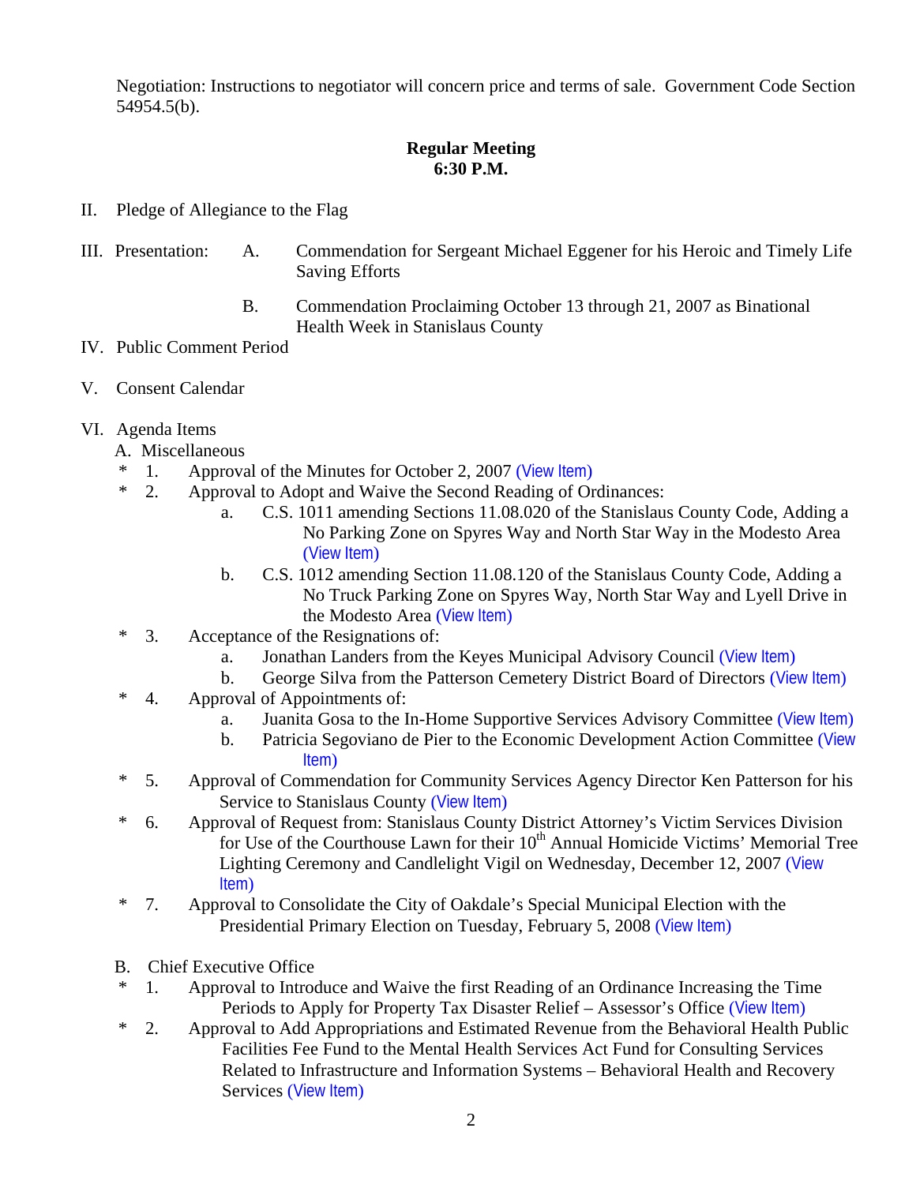Negotiation: Instructions to negotiator will concern price and terms of sale. Government Code Section 54954.5(b).

**Regular Meeting**
**6:30 P.M.**

II. Pledge of Allegiance to the Flag

III. Presentation:

A. Commendation for Sergeant Michael Eggener for his Heroic and Timely Life Saving Efforts

B. Commendation Proclaiming October 13 through 21, 2007 as Binational Health Week in Stanislaus County

IV. Public Comment Period

V. Consent Calendar

VI. Agenda Items

A. Miscellaneous

\* 1. Approval of the Minutes for October 2, 2007 (View Item)

\* 2. Approval to Adopt and Waive the Second Reading of Ordinances:

   a. C.S. 1011 amending Sections 11.08.020 of the Stanislaus County Code, Adding a No Parking Zone on Spyres Way and North Star Way in the Modesto Area (View Item)

   b. C.S. 1012 amending Section 11.08.120 of the Stanislaus County Code, Adding a No Truck Parking Zone on Spyres Way, North Star Way and Lyell Drive in the Modesto Area (View Item)

\* 3. Acceptance of the Resignations of:

   a. Jonathan Landers from the Keyes Municipal Advisory Council (View Item)

   b. George Silva from the Patterson Cemetery District Board of Directors (View Item)

\* 4. Approval of Appointments of:

   a. Juanita Gosa to the In-Home Supportive Services Advisory Committee (View Item)

   b. Patricia Segoviano de Pier to the Economic Development Action Committee (View Item)

\* 5. Approval of Commendation for Community Services Agency Director Ken Patterson for his Service to Stanislaus County (View Item)

\* 6. Approval of Request from: Stanislaus County District Attorney's Victim Services Division for Use of the Courthouse Lawn for their 10th Annual Homicide Victims' Memorial Tree Lighting Ceremony and Candlelight Vigil on Wednesday, December 12, 2007 (View Item)

\* 7. Approval to Consolidate the City of Oakdale's Special Municipal Election with the Presidential Primary Election on Tuesday, February 5, 2008 (View Item)

B. Chief Executive Office

\* 1. Approval to Introduce and Waive the first Reading of an Ordinance Increasing the Time Periods to Apply for Property Tax Disaster Relief – Assessor's Office (View Item)

\* 2. Approval to Add Appropriations and Estimated Revenue from the Behavioral Health Public Facilities Fee Fund to the Mental Health Services Act Fund for Consulting Services Related to Infrastructure and Information Systems – Behavioral Health and Recovery Services (View Item)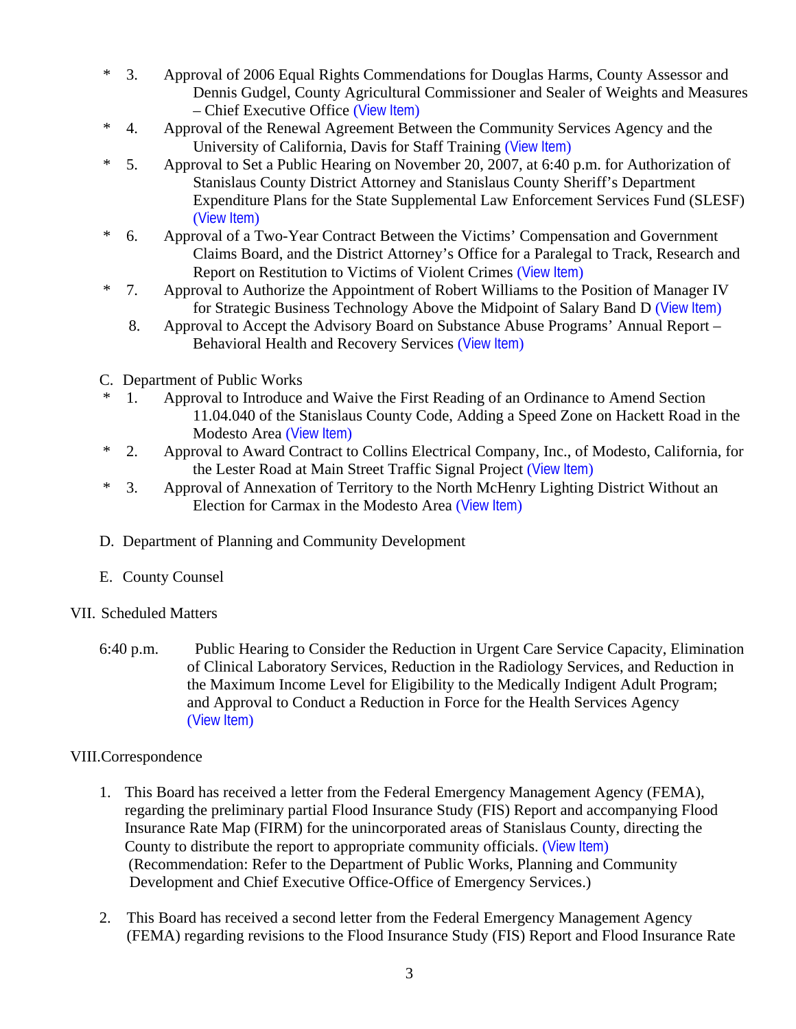\* 3. Approval of 2006 Equal Rights Commendations for Douglas Harms, County Assessor and Dennis Gudgel, County Agricultural Commissioner and Sealer of Weights and Measures – Chief Executive Office (View Item)

\* 4. Approval of the Renewal Agreement Between the Community Services Agency and the University of California, Davis for Staff Training (View Item)

\* 5. Approval to Set a Public Hearing on November 20, 2007, at 6:40 p.m. for Authorization of Stanislaus County District Attorney and Stanislaus County Sheriff's Department Expenditure Plans for the State Supplemental Law Enforcement Services Fund (SLESF) (View Item)

\* 6. Approval of a Two-Year Contract Between the Victims' Compensation and Government Claims Board, and the District Attorney's Office for a Paralegal to Track, Research and Report on Restitution to Victims of Violent Crimes (View Item)

\* 7. Approval to Authorize the Appointment of Robert Williams to the Position of Manager IV for Strategic Business Technology Above the Midpoint of Salary Band D (View Item)

8. Approval to Accept the Advisory Board on Substance Abuse Programs' Annual Report – Behavioral Health and Recovery Services (View Item)

C. Department of Public Works

\* 1. Approval to Introduce and Waive the First Reading of an Ordinance to Amend Section 11.04.040 of the Stanislaus County Code, Adding a Speed Zone on Hackett Road in the Modesto Area (View Item)

\* 2. Approval to Award Contract to Collins Electrical Company, Inc., of Modesto, California, for the Lester Road at Main Street Traffic Signal Project (View Item)

\* 3. Approval of Annexation of Territory to the North McHenry Lighting District Without an Election for Carmax in the Modesto Area (View Item)

D. Department of Planning and Community Development

E. County Counsel

VII. Scheduled Matters

6:40 p.m. Public Hearing to Consider the Reduction in Urgent Care Service Capacity, Elimination of Clinical Laboratory Services, Reduction in the Radiology Services, and Reduction in the Maximum Income Level for Eligibility to the Medically Indigent Adult Program; and Approval to Conduct a Reduction in Force for the Health Services Agency (View Item)

VIII. Correspondence

1. This Board has received a letter from the Federal Emergency Management Agency (FEMA), regarding the preliminary partial Flood Insurance Study (FIS) Report and accompanying Flood Insurance Rate Map (FIRM) for the unincorporated areas of Stanislaus County, directing the County to distribute the report to appropriate community officials. (View Item)
(Recommendation: Refer to the Department of Public Works, Planning and Community Development and Chief Executive Office-Office of Emergency Services.)

2. This Board has received a second letter from the Federal Emergency Management Agency (FEMA) regarding revisions to the Flood Insurance Study (FIS) Report and Flood Insurance Rate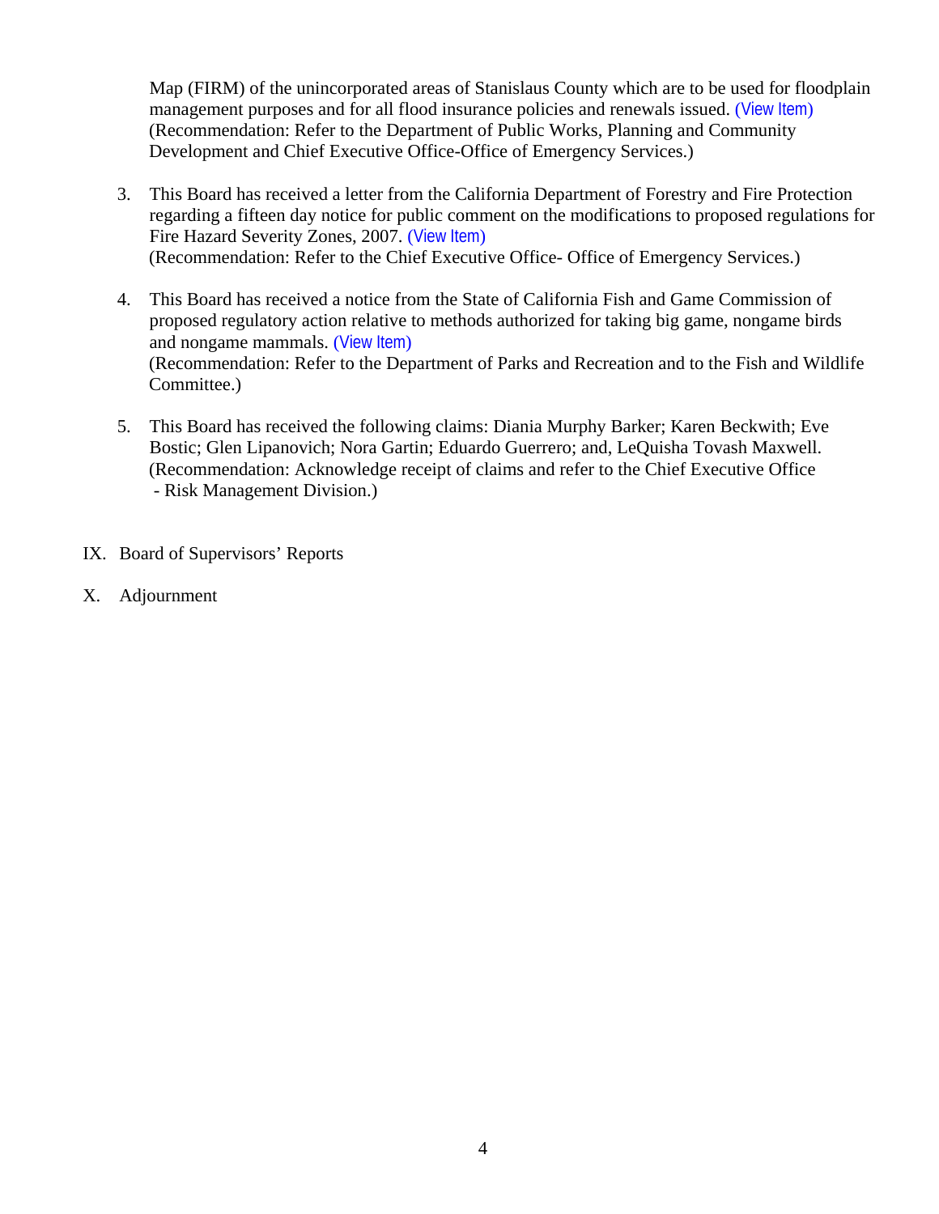Map (FIRM) of the unincorporated areas of Stanislaus County which are to be used for floodplain management purposes and for all flood insurance policies and renewals issued. (View Item)
(Recommendation: Refer to the Department of Public Works, Planning and Community Development and Chief Executive Office-Office of Emergency Services.)

3. This Board has received a letter from the California Department of Forestry and Fire Protection regarding a fifteen day notice for public comment on the modifications to proposed regulations for Fire Hazard Severity Zones, 2007. (View Item)
(Recommendation: Refer to the Chief Executive Office- Office of Emergency Services.)

4. This Board has received a notice from the State of California Fish and Game Commission of proposed regulatory action relative to methods authorized for taking big game, nongame birds and nongame mammals. (View Item)
(Recommendation: Refer to the Department of Parks and Recreation and to the Fish and Wildlife Committee.)

5. This Board has received the following claims: Diania Murphy Barker; Karen Beckwith; Eve Bostic; Glen Lipanovich; Nora Gartin; Eduardo Guerrero; and, LeQuisha Tovash Maxwell.
(Recommendation: Acknowledge receipt of claims and refer to the Chief Executive Office - Risk Management Division.)

IX. Board of Supervisors' Reports

X. Adjournment